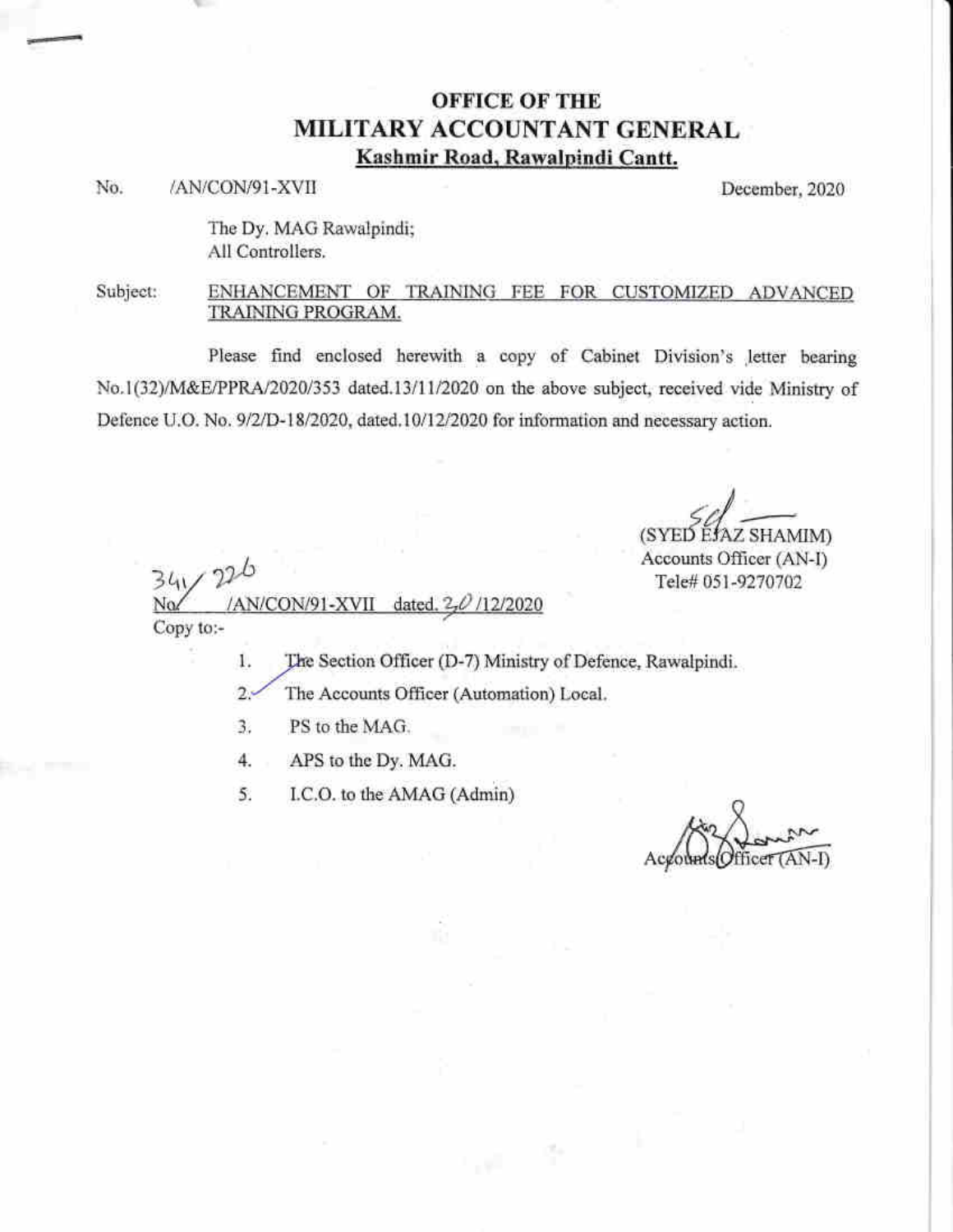# OFFICE OF THE
# MILITARY ACCOUNTANT GENERAL
**Kashmir Road, Rawalpindi Cantt.**

No. /AN/CON/91-XVII December, 2020

The Dy. MAG Rawalpindi;
All Controllers.

Subject: ENHANCEMENT OF TRAINING FEE FOR CUSTOMIZED ADVANCED TRAINING PROGRAM.

Please find enclosed herewith a copy of Cabinet Division's letter bearing No.1(32)/M&E/PPRA/2020/353 dated.13/11/2020 on the above subject, received vide Ministry of Defence U.O. No. 9/2/D-18/2020, dated.10/12/2020 for information and necessary action.

Sd/
(SYED EJAZ SHAMIM)
Accounts Officer (AN-I)
Tele# 051-9270702

No. 341/226 /AN/CON/91-XVII dated. 30/12/2020

Copy to:-

1. The Section Officer (D-7) Ministry of Defence, Rawalpindi.
2. The Accounts Officer (Automation) Local.
3. PS to the MAG.
4. APS to the Dy. MAG.
5. I.C.O. to the AMAG (Admin)

Accounts Officer (AN-I)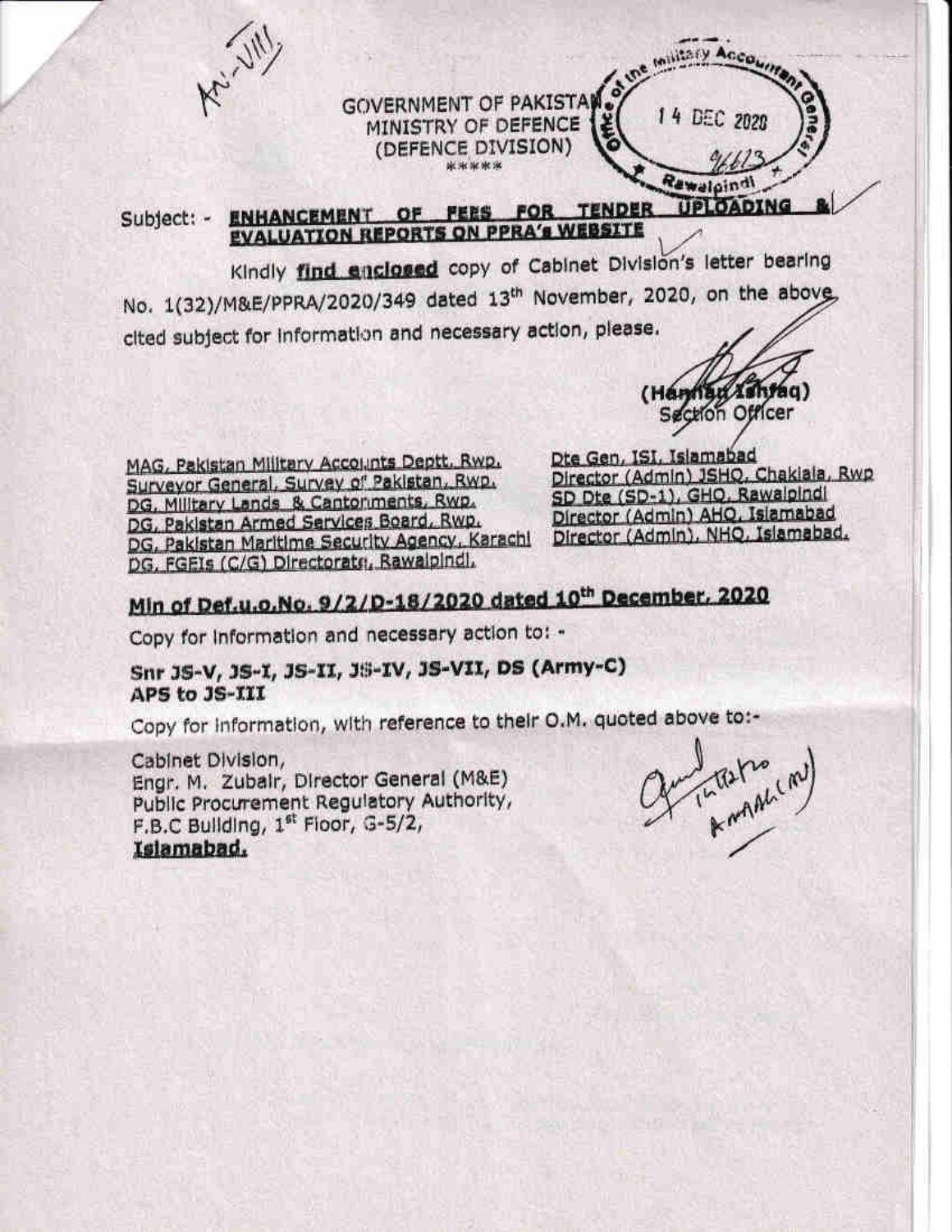An-VIII

GOVERNMENT OF PAKISTAN
MINISTRY OF DEFENCE
(DEFENCE DIVISION)
\*\*\*\*\*

Office of the Military Accountant General
14 DEC 2020
96613
Rawalpindi

Subject: - **ENHANCEMENT OF FEES FOR TENDER UPLOADING & EVALUATION REPORTS ON PPRA's WEBSITE**

Kindly **find enclosed** copy of Cabinet Division's letter bearing No. 1(32)/M&E/PPRA/2020/349 dated 13th November, 2020, on the above cited subject for information and necessary action, please.

(Hannan Ishfaq)
Section Officer

MAG, Pakistan Military Accounts Deptt, Rwp.
Surveyor General, Survey of Pakistan, Rwp.
DG, Military Lands & Cantonments, Rwp.
DG, Pakistan Armed Services Board, Rwp.
DG, Pakistan Maritime Security Agency, Karachi
DG, FGEIs (C/G) Directorate, Rawalpindi.

Dte Gen, ISI, Islamabad
Director (Admin) JSHQ, Chaklala, Rwp
SD Dte (SD-1), GHQ, Rawalpindi
Director (Admin) AHQ, Islamabad
Director (Admin), NHQ, Islamabad.

**Min of Def.u.o.No. 9/2/D-18/2020 dated 10th December, 2020**

Copy for information and necessary action to: -

**Snr JS-V, JS-I, JS-II, JS-IV, JS-VII, DS (Army-C)**
**APS to JS-III**

Copy for information, with reference to their O.M. quoted above to:-

Cabinet Division,
Engr. M. Zubair, Director General (M&E)
Public Procurement Regulatory Authority,
F.B.C Building, 1st Floor, G-5/2,
**Islamabad.**

14/12/20
AMAG (AN)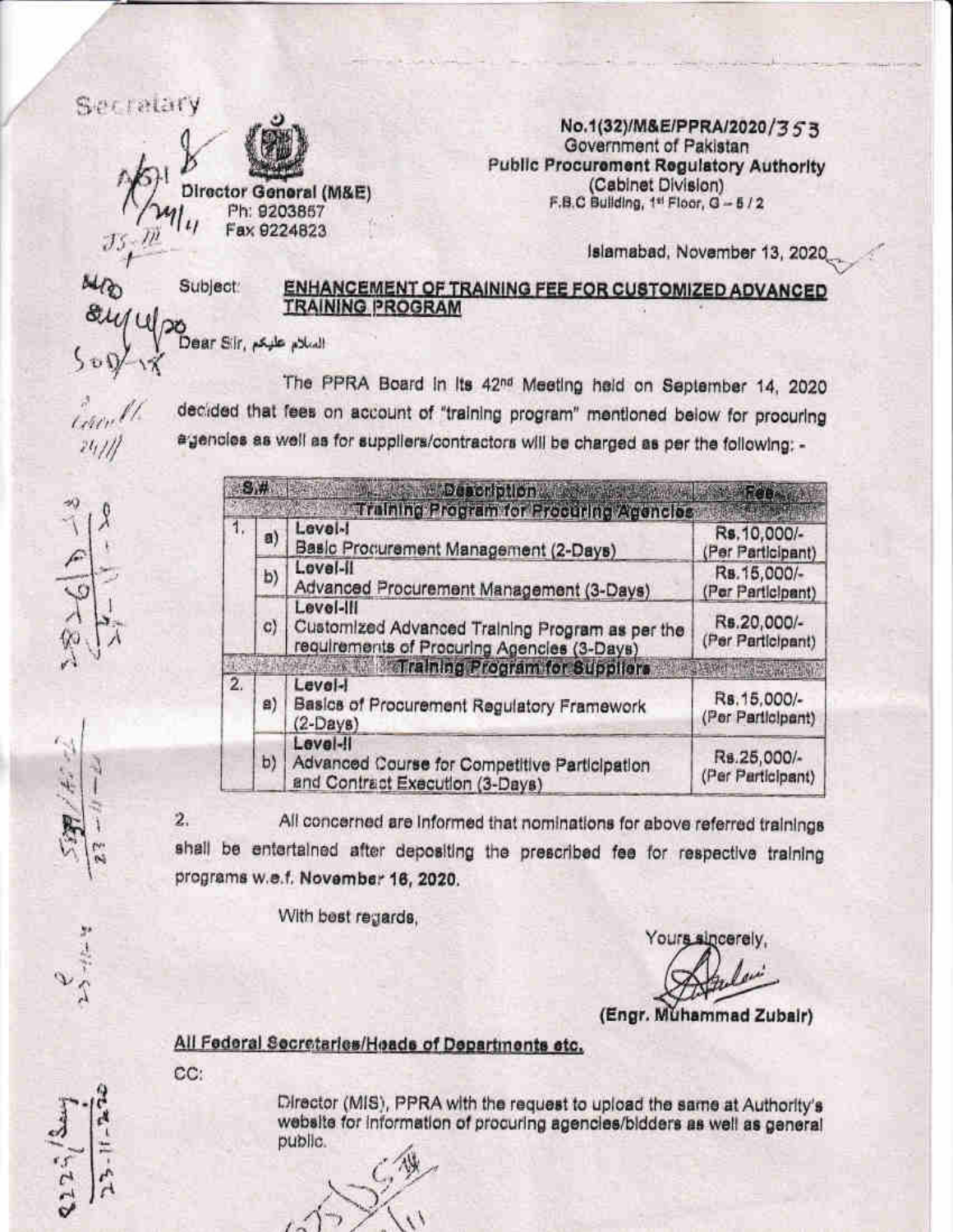Director General (M&E)
Ph: 9203857
Fax 9224823

No.1(32)/M&E/PPRA/2020/353
Government of Pakistan
Public Procurement Regulatory Authority
(Cabinet Division)
F.B.C Building, 1st Floor, G – 5 / 2

Islamabad, November 13, 2020

Subject: **ENHANCEMENT OF TRAINING FEE FOR CUSTOMIZED ADVANCED TRAINING PROGRAM**

Dear Sir, السلام علیکم

The PPRA Board in its 42nd Meeting held on September 14, 2020 decided that fees on account of "training program" mentioned below for procuring agencies as well as for suppliers/contractors will be charged as per the following: -

| S.# | | Description | Fee |
|---|---|---|---|
| | | **Training Program for Procuring Agencies** | |
| 1. | a) | Level-I<br>Basic Procurement Management (2-Days) | Rs.10,000/-<br>(Per Participant) |
| | b) | Level-II<br>Advanced Procurement Management (3-Days) | Rs.15,000/-<br>(Per Participant) |
| | c) | Level-III<br>Customized Advanced Training Program as per the requirements of Procuring Agencies (3-Days) | Rs.20,000/-<br>(Per Participant) |
| | | **Training Program for Suppliers** | |
| 2. | a) | Level-I<br>Basics of Procurement Regulatory Framework (2-Days) | Rs.15,000/-<br>(Per Participant) |
| | b) | Level-II<br>Advanced Course for Competitive Participation and Contract Execution (3-Days) | Rs.25,000/-<br>(Per Participant) |

2. All concerned are informed that nominations for above referred trainings shall be entertained after depositing the prescribed fee for respective training programs w.e.f. **November 16, 2020.**

With best regards,

Yours sincerely,

(Engr. Muhammad Zubair)

**All Federal Secretaries/Heads of Departments etc.**

CC:

Director (MIS), PPRA with the request to upload the same at Authority's website for information of procuring agencies/bidders as well as general public.